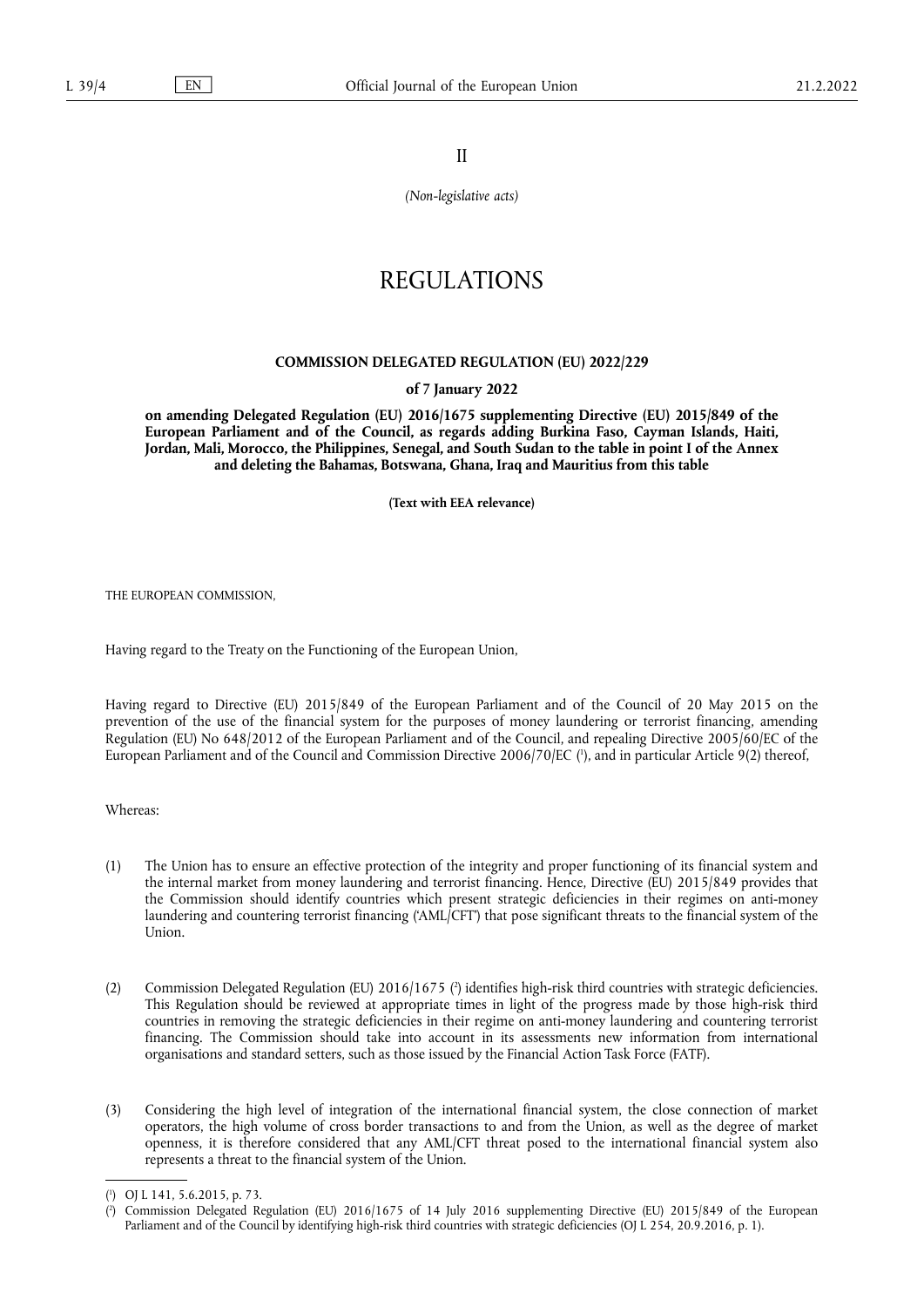II

*(Non-legislative acts)*

# REGULATIONS

**COMMISSION DELEGATED REGULATION (EU) 2022/229**

**of 7 January 2022**

**on amending Delegated Regulation (EU) 2016/1675 supplementing Directive (EU) 2015/849 of the European Parliament and of the Council, as regards adding Burkina Faso, Cayman Islands, Haiti, Jordan, Mali, Morocco, the Philippines, Senegal, and South Sudan to the table in point I of the Annex and deleting the Bahamas, Botswana, Ghana, Iraq and Mauritius from this table**

**(Text with EEA relevance)**

THE EUROPEAN COMMISSION,

Having regard to the Treaty on the Functioning of the European Union,

Having regard to Directive (EU) 2015/849 of the European Parliament and of the Council of 20 May 2015 on the prevention of the use of the financial system for the purposes of money laundering or terrorist financing, amending Regulation (EU) No 648/2012 of the European Parliament and of the Council, and repealing Directive 2005/60/EC of the European Parliament and of the Council and Commission Directive 2006/70/EC ([1]), and in particular Article 9(2) thereof,

Whereas:

(1) The Union has to ensure an effective protection of the integrity and proper functioning of its financial system and the internal market from money laundering and terrorist financing. Hence, Directive (EU) 2015/849 provides that the Commission should identify countries which present strategic deficiencies in their regimes on anti-money laundering and countering terrorist financing ('AML/CFT') that pose significant threats to the financial system of the Union.

(2) Commission Delegated Regulation (EU) 2016/1675 ([2]) identifies high-risk third countries with strategic deficiencies. This Regulation should be reviewed at appropriate times in light of the progress made by those high-risk third countries in removing the strategic deficiencies in their regime on anti-money laundering and countering terrorist financing. The Commission should take into account in its assessments new information from international organisations and standard setters, such as those issued by the Financial Action Task Force (FATF).

(3) Considering the high level of integration of the international financial system, the close connection of market operators, the high volume of cross border transactions to and from the Union, as well as the degree of market openness, it is therefore considered that any AML/CFT threat posed to the international financial system also represents a threat to the financial system of the Union.

([1]) OJ L 141, 5.6.2015, p. 73.

([2]) Commission Delegated Regulation (EU) 2016/1675 of 14 July 2016 supplementing Directive (EU) 2015/849 of the European Parliament and of the Council by identifying high-risk third countries with strategic deficiencies (OJ L 254, 20.9.2016, p. 1).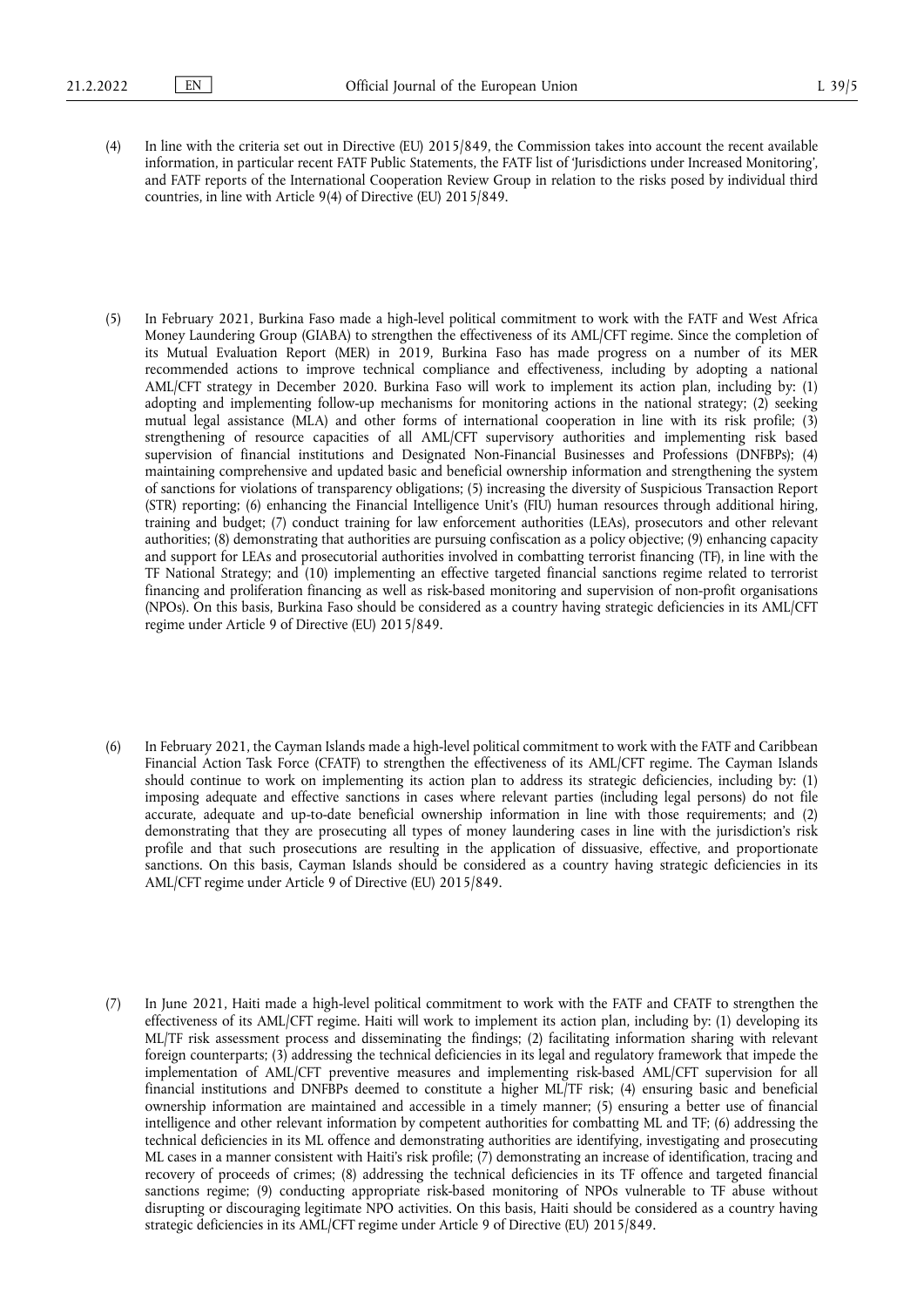(4) In line with the criteria set out in Directive (EU) 2015/849, the Commission takes into account the recent available information, in particular recent FATF Public Statements, the FATF list of 'Jurisdictions under Increased Monitoring', and FATF reports of the International Cooperation Review Group in relation to the risks posed by individual third countries, in line with Article 9(4) of Directive (EU) 2015/849.

(5) In February 2021, Burkina Faso made a high-level political commitment to work with the FATF and West Africa Money Laundering Group (GIABA) to strengthen the effectiveness of its AML/CFT regime. Since the completion of its Mutual Evaluation Report (MER) in 2019, Burkina Faso has made progress on a number of its MER recommended actions to improve technical compliance and effectiveness, including by adopting a national AML/CFT strategy in December 2020. Burkina Faso will work to implement its action plan, including by: (1) adopting and implementing follow-up mechanisms for monitoring actions in the national strategy; (2) seeking mutual legal assistance (MLA) and other forms of international cooperation in line with its risk profile; (3) strengthening of resource capacities of all AML/CFT supervisory authorities and implementing risk based supervision of financial institutions and Designated Non-Financial Businesses and Professions (DNFBPs); (4) maintaining comprehensive and updated basic and beneficial ownership information and strengthening the system of sanctions for violations of transparency obligations; (5) increasing the diversity of Suspicious Transaction Report (STR) reporting; (6) enhancing the Financial Intelligence Unit's (FIU) human resources through additional hiring, training and budget; (7) conduct training for law enforcement authorities (LEAs), prosecutors and other relevant authorities; (8) demonstrating that authorities are pursuing confiscation as a policy objective; (9) enhancing capacity and support for LEAs and prosecutorial authorities involved in combatting terrorist financing (TF), in line with the TF National Strategy; and (10) implementing an effective targeted financial sanctions regime related to terrorist financing and proliferation financing as well as risk-based monitoring and supervision of non-profit organisations (NPOs). On this basis, Burkina Faso should be considered as a country having strategic deficiencies in its AML/CFT regime under Article 9 of Directive (EU) 2015/849.

(6) In February 2021, the Cayman Islands made a high-level political commitment to work with the FATF and Caribbean Financial Action Task Force (CFATF) to strengthen the effectiveness of its AML/CFT regime. The Cayman Islands should continue to work on implementing its action plan to address its strategic deficiencies, including by: (1) imposing adequate and effective sanctions in cases where relevant parties (including legal persons) do not file accurate, adequate and up-to-date beneficial ownership information in line with those requirements; and (2) demonstrating that they are prosecuting all types of money laundering cases in line with the jurisdiction's risk profile and that such prosecutions are resulting in the application of dissuasive, effective, and proportionate sanctions. On this basis, Cayman Islands should be considered as a country having strategic deficiencies in its AML/CFT regime under Article 9 of Directive (EU) 2015/849.

(7) In June 2021, Haiti made a high-level political commitment to work with the FATF and CFATF to strengthen the effectiveness of its AML/CFT regime. Haiti will work to implement its action plan, including by: (1) developing its ML/TF risk assessment process and disseminating the findings; (2) facilitating information sharing with relevant foreign counterparts; (3) addressing the technical deficiencies in its legal and regulatory framework that impede the implementation of AML/CFT preventive measures and implementing risk-based AML/CFT supervision for all financial institutions and DNFBPs deemed to constitute a higher ML/TF risk; (4) ensuring basic and beneficial ownership information are maintained and accessible in a timely manner; (5) ensuring a better use of financial intelligence and other relevant information by competent authorities for combatting ML and TF; (6) addressing the technical deficiencies in its ML offence and demonstrating authorities are identifying, investigating and prosecuting ML cases in a manner consistent with Haiti's risk profile; (7) demonstrating an increase of identification, tracing and recovery of proceeds of crimes; (8) addressing the technical deficiencies in its TF offence and targeted financial sanctions regime; (9) conducting appropriate risk-based monitoring of NPOs vulnerable to TF abuse without disrupting or discouraging legitimate NPO activities. On this basis, Haiti should be considered as a country having strategic deficiencies in its AML/CFT regime under Article 9 of Directive (EU) 2015/849.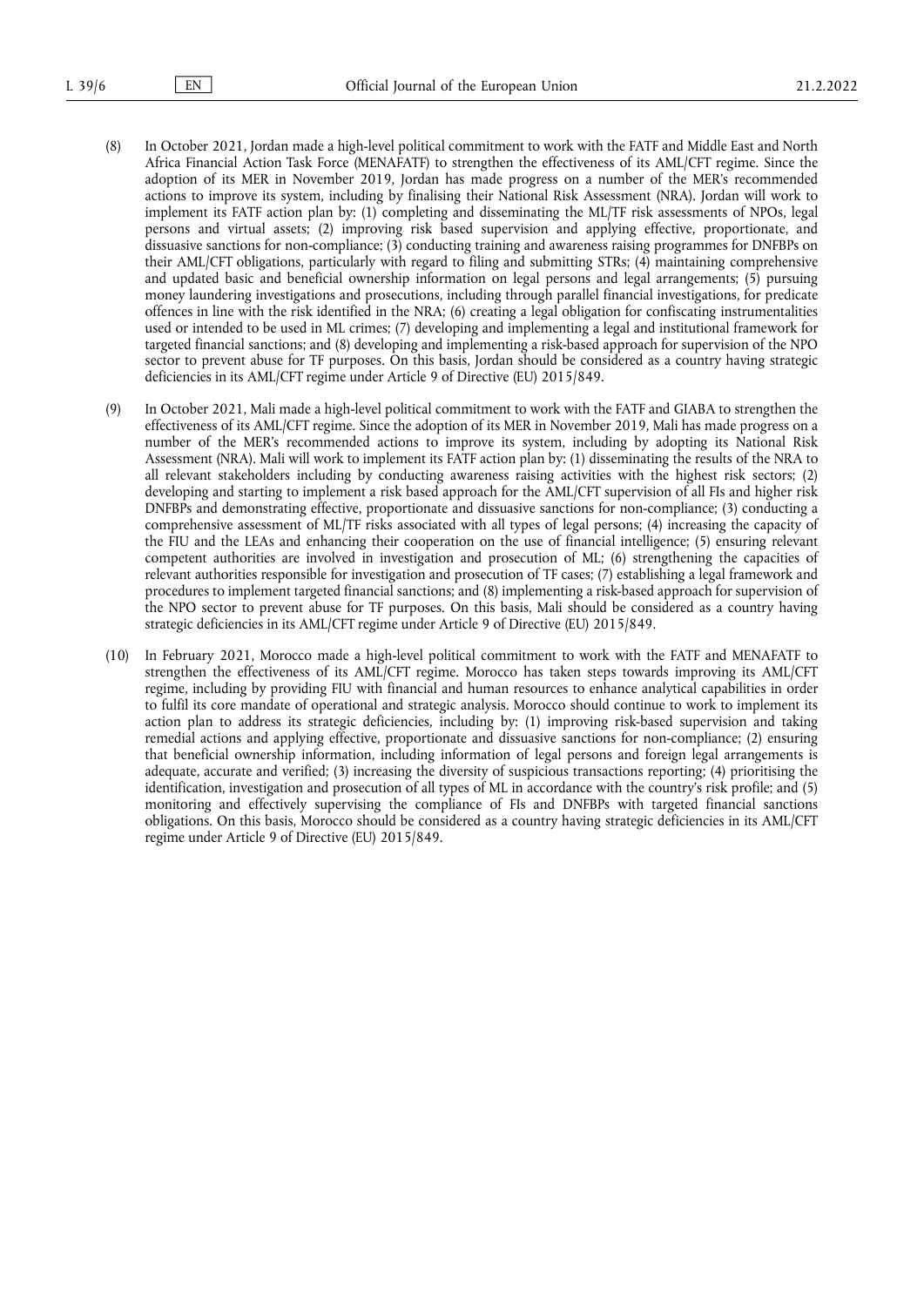(8) In October 2021, Jordan made a high-level political commitment to work with the FATF and Middle East and North Africa Financial Action Task Force (MENAFATF) to strengthen the effectiveness of its AML/CFT regime. Since the adoption of its MER in November 2019, Jordan has made progress on a number of the MER's recommended actions to improve its system, including by finalising their National Risk Assessment (NRA). Jordan will work to implement its FATF action plan by: (1) completing and disseminating the ML/TF risk assessments of NPOs, legal persons and virtual assets; (2) improving risk based supervision and applying effective, proportionate, and dissuasive sanctions for non-compliance; (3) conducting training and awareness raising programmes for DNFBPs on their AML/CFT obligations, particularly with regard to filing and submitting STRs; (4) maintaining comprehensive and updated basic and beneficial ownership information on legal persons and legal arrangements; (5) pursuing money laundering investigations and prosecutions, including through parallel financial investigations, for predicate offences in line with the risk identified in the NRA; (6) creating a legal obligation for confiscating instrumentalities used or intended to be used in ML crimes; (7) developing and implementing a legal and institutional framework for targeted financial sanctions; and (8) developing and implementing a risk-based approach for supervision of the NPO sector to prevent abuse for TF purposes. On this basis, Jordan should be considered as a country having strategic deficiencies in its AML/CFT regime under Article 9 of Directive (EU) 2015/849.

(9) In October 2021, Mali made a high-level political commitment to work with the FATF and GIABA to strengthen the effectiveness of its AML/CFT regime. Since the adoption of its MER in November 2019, Mali has made progress on a number of the MER's recommended actions to improve its system, including by adopting its National Risk Assessment (NRA). Mali will work to implement its FATF action plan by: (1) disseminating the results of the NRA to all relevant stakeholders including by conducting awareness raising activities with the highest risk sectors; (2) developing and starting to implement a risk based approach for the AML/CFT supervision of all FIs and higher risk DNFBPs and demonstrating effective, proportionate and dissuasive sanctions for non-compliance; (3) conducting a comprehensive assessment of ML/TF risks associated with all types of legal persons; (4) increasing the capacity of the FIU and the LEAs and enhancing their cooperation on the use of financial intelligence; (5) ensuring relevant competent authorities are involved in investigation and prosecution of ML; (6) strengthening the capacities of relevant authorities responsible for investigation and prosecution of TF cases; (7) establishing a legal framework and procedures to implement targeted financial sanctions; and (8) implementing a risk-based approach for supervision of the NPO sector to prevent abuse for TF purposes. On this basis, Mali should be considered as a country having strategic deficiencies in its AML/CFT regime under Article 9 of Directive (EU) 2015/849.

(10) In February 2021, Morocco made a high-level political commitment to work with the FATF and MENAFATF to strengthen the effectiveness of its AML/CFT regime. Morocco has taken steps towards improving its AML/CFT regime, including by providing FIU with financial and human resources to enhance analytical capabilities in order to fulfil its core mandate of operational and strategic analysis. Morocco should continue to work to implement its action plan to address its strategic deficiencies, including by: (1) improving risk-based supervision and taking remedial actions and applying effective, proportionate and dissuasive sanctions for non-compliance; (2) ensuring that beneficial ownership information, including information of legal persons and foreign legal arrangements is adequate, accurate and verified; (3) increasing the diversity of suspicious transactions reporting; (4) prioritising the identification, investigation and prosecution of all types of ML in accordance with the country's risk profile; and (5) monitoring and effectively supervising the compliance of FIs and DNFBPs with targeted financial sanctions obligations. On this basis, Morocco should be considered as a country having strategic deficiencies in its AML/CFT regime under Article 9 of Directive (EU) 2015/849.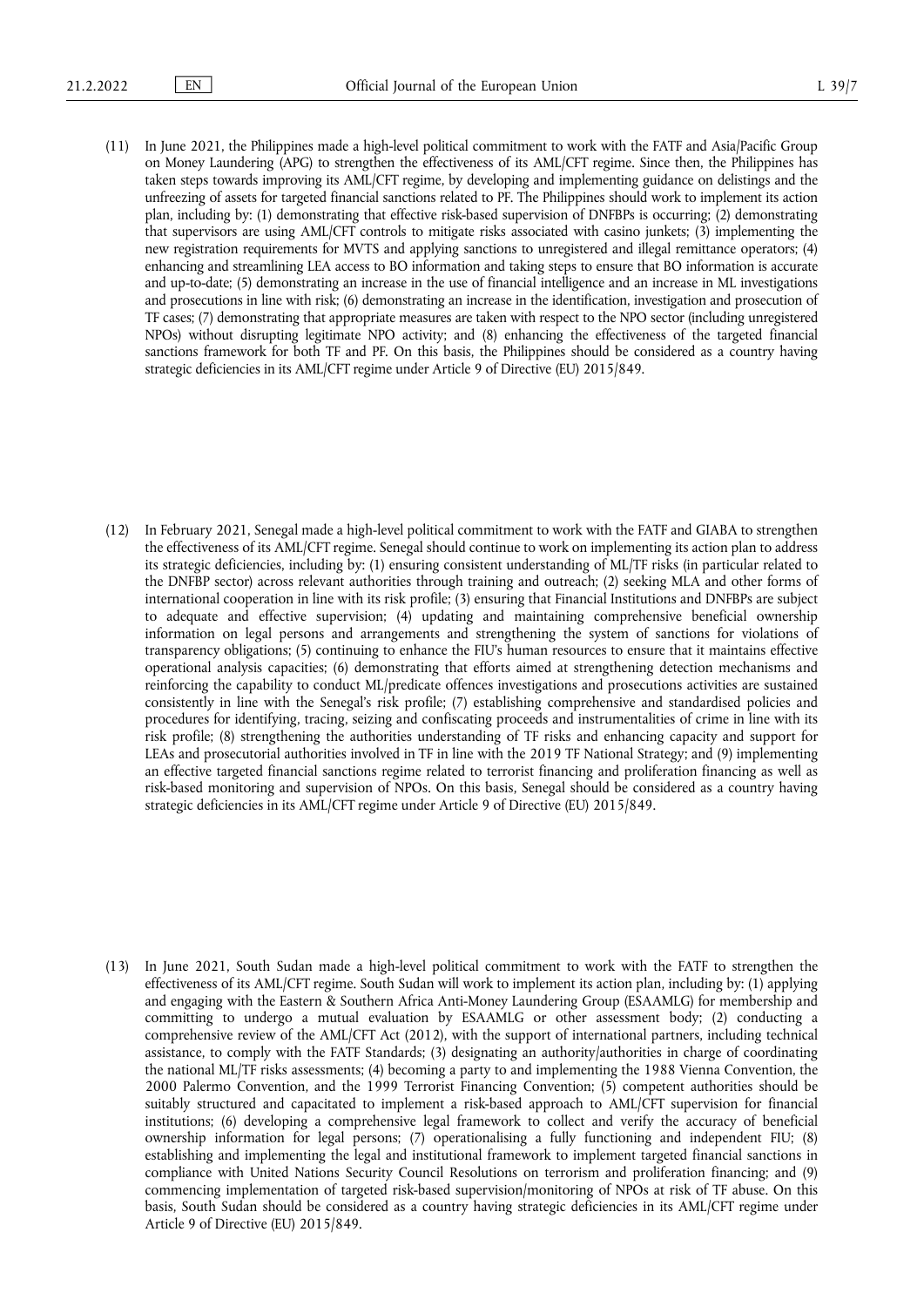(11) In June 2021, the Philippines made a high-level political commitment to work with the FATF and Asia/Pacific Group on Money Laundering (APG) to strengthen the effectiveness of its AML/CFT regime. Since then, the Philippines has taken steps towards improving its AML/CFT regime, by developing and implementing guidance on delistings and the unfreezing of assets for targeted financial sanctions related to PF. The Philippines should work to implement its action plan, including by: (1) demonstrating that effective risk-based supervision of DNFBPs is occurring; (2) demonstrating that supervisors are using AML/CFT controls to mitigate risks associated with casino junkets; (3) implementing the new registration requirements for MVTS and applying sanctions to unregistered and illegal remittance operators; (4) enhancing and streamlining LEA access to BO information and taking steps to ensure that BO information is accurate and up-to-date; (5) demonstrating an increase in the use of financial intelligence and an increase in ML investigations and prosecutions in line with risk; (6) demonstrating an increase in the identification, investigation and prosecution of TF cases; (7) demonstrating that appropriate measures are taken with respect to the NPO sector (including unregistered NPOs) without disrupting legitimate NPO activity; and (8) enhancing the effectiveness of the targeted financial sanctions framework for both TF and PF. On this basis, the Philippines should be considered as a country having strategic deficiencies in its AML/CFT regime under Article 9 of Directive (EU) 2015/849.

(12) In February 2021, Senegal made a high-level political commitment to work with the FATF and GIABA to strengthen the effectiveness of its AML/CFT regime. Senegal should continue to work on implementing its action plan to address its strategic deficiencies, including by: (1) ensuring consistent understanding of ML/TF risks (in particular related to the DNFBP sector) across relevant authorities through training and outreach; (2) seeking MLA and other forms of international cooperation in line with its risk profile; (3) ensuring that Financial Institutions and DNFBPs are subject to adequate and effective supervision; (4) updating and maintaining comprehensive beneficial ownership information on legal persons and arrangements and strengthening the system of sanctions for violations of transparency obligations; (5) continuing to enhance the FIU's human resources to ensure that it maintains effective operational analysis capacities; (6) demonstrating that efforts aimed at strengthening detection mechanisms and reinforcing the capability to conduct ML/predicate offences investigations and prosecutions activities are sustained consistently in line with the Senegal's risk profile; (7) establishing comprehensive and standardised policies and procedures for identifying, tracing, seizing and confiscating proceeds and instrumentalities of crime in line with its risk profile; (8) strengthening the authorities understanding of TF risks and enhancing capacity and support for LEAs and prosecutorial authorities involved in TF in line with the 2019 TF National Strategy; and (9) implementing an effective targeted financial sanctions regime related to terrorist financing and proliferation financing as well as risk-based monitoring and supervision of NPOs. On this basis, Senegal should be considered as a country having strategic deficiencies in its AML/CFT regime under Article 9 of Directive (EU) 2015/849.

(13) In June 2021, South Sudan made a high-level political commitment to work with the FATF to strengthen the effectiveness of its AML/CFT regime. South Sudan will work to implement its action plan, including by: (1) applying and engaging with the Eastern & Southern Africa Anti-Money Laundering Group (ESAAMLG) for membership and committing to undergo a mutual evaluation by ESAAMLG or other assessment body; (2) conducting a comprehensive review of the AML/CFT Act (2012), with the support of international partners, including technical assistance, to comply with the FATF Standards; (3) designating an authority/authorities in charge of coordinating the national ML/TF risks assessments; (4) becoming a party to and implementing the 1988 Vienna Convention, the 2000 Palermo Convention, and the 1999 Terrorist Financing Convention; (5) competent authorities should be suitably structured and capacitated to implement a risk-based approach to AML/CFT supervision for financial institutions; (6) developing a comprehensive legal framework to collect and verify the accuracy of beneficial ownership information for legal persons; (7) operationalising a fully functioning and independent FIU; (8) establishing and implementing the legal and institutional framework to implement targeted financial sanctions in compliance with United Nations Security Council Resolutions on terrorism and proliferation financing; and (9) commencing implementation of targeted risk-based supervision/monitoring of NPOs at risk of TF abuse. On this basis, South Sudan should be considered as a country having strategic deficiencies in its AML/CFT regime under Article 9 of Directive (EU) 2015/849.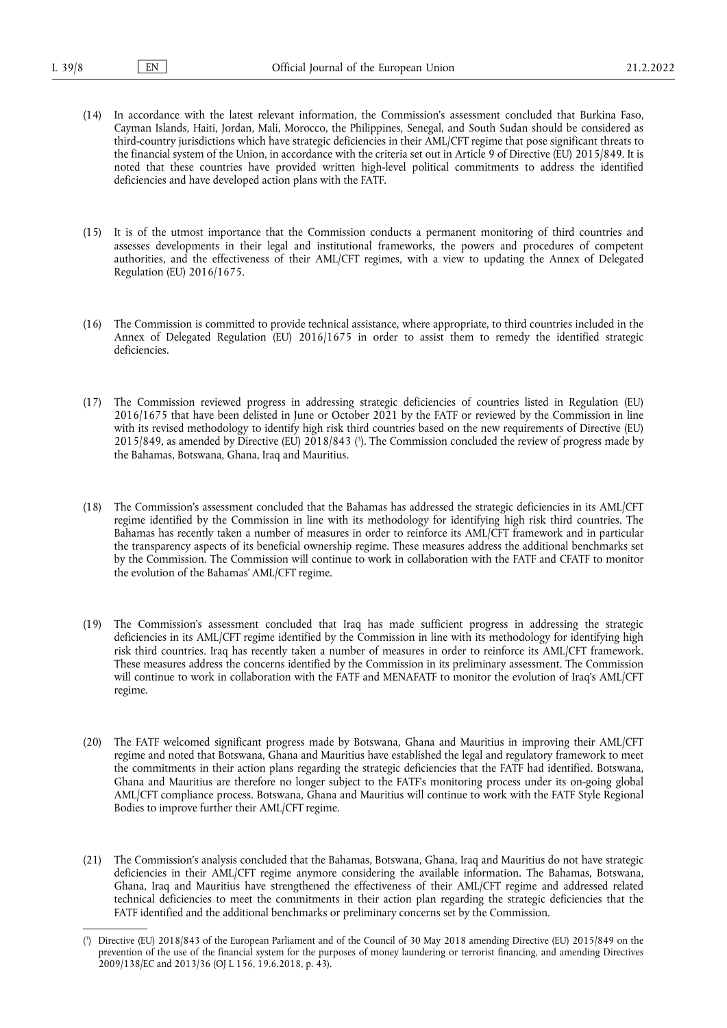(14) In accordance with the latest relevant information, the Commission's assessment concluded that Burkina Faso, Cayman Islands, Haiti, Jordan, Mali, Morocco, the Philippines, Senegal, and South Sudan should be considered as third-country jurisdictions which have strategic deficiencies in their AML/CFT regime that pose significant threats to the financial system of the Union, in accordance with the criteria set out in Article 9 of Directive (EU) 2015/849. It is noted that these countries have provided written high-level political commitments to address the identified deficiencies and have developed action plans with the FATF.

(15) It is of the utmost importance that the Commission conducts a permanent monitoring of third countries and assesses developments in their legal and institutional frameworks, the powers and procedures of competent authorities, and the effectiveness of their AML/CFT regimes, with a view to updating the Annex of Delegated Regulation (EU) 2016/1675.

(16) The Commission is committed to provide technical assistance, where appropriate, to third countries included in the Annex of Delegated Regulation (EU) 2016/1675 in order to assist them to remedy the identified strategic deficiencies.

(17) The Commission reviewed progress in addressing strategic deficiencies of countries listed in Regulation (EU) 2016/1675 that have been delisted in June or October 2021 by the FATF or reviewed by the Commission in line with its revised methodology to identify high risk third countries based on the new requirements of Directive (EU) 2015/849, as amended by Directive (EU) 2018/843 ([5]). The Commission concluded the review of progress made by the Bahamas, Botswana, Ghana, Iraq and Mauritius.

(18) The Commission's assessment concluded that the Bahamas has addressed the strategic deficiencies in its AML/CFT regime identified by the Commission in line with its methodology for identifying high risk third countries. The Bahamas has recently taken a number of measures in order to reinforce its AML/CFT framework and in particular the transparency aspects of its beneficial ownership regime. These measures address the additional benchmarks set by the Commission. The Commission will continue to work in collaboration with the FATF and CFATF to monitor the evolution of the Bahamas' AML/CFT regime.

(19) The Commission's assessment concluded that Iraq has made sufficient progress in addressing the strategic deficiencies in its AML/CFT regime identified by the Commission in line with its methodology for identifying high risk third countries. Iraq has recently taken a number of measures in order to reinforce its AML/CFT framework. These measures address the concerns identified by the Commission in its preliminary assessment. The Commission will continue to work in collaboration with the FATF and MENAFATF to monitor the evolution of Iraq's AML/CFT regime.

(20) The FATF welcomed significant progress made by Botswana, Ghana and Mauritius in improving their AML/CFT regime and noted that Botswana, Ghana and Mauritius have established the legal and regulatory framework to meet the commitments in their action plans regarding the strategic deficiencies that the FATF had identified. Botswana, Ghana and Mauritius are therefore no longer subject to the FATF's monitoring process under its on-going global AML/CFT compliance process. Botswana, Ghana and Mauritius will continue to work with the FATF Style Regional Bodies to improve further their AML/CFT regime.

(21) The Commission's analysis concluded that the Bahamas, Botswana, Ghana, Iraq and Mauritius do not have strategic deficiencies in their AML/CFT regime anymore considering the available information. The Bahamas, Botswana, Ghana, Iraq and Mauritius have strengthened the effectiveness of their AML/CFT regime and addressed related technical deficiencies to meet the commitments in their action plan regarding the strategic deficiencies that the FATF identified and the additional benchmarks or preliminary concerns set by the Commission.

---

([5]) Directive (EU) 2018/843 of the European Parliament and of the Council of 30 May 2018 amending Directive (EU) 2015/849 on the prevention of the use of the financial system for the purposes of money laundering or terrorist financing, and amending Directives 2009/138/EC and 2013/36 (OJ L 156, 19.6.2018, p. 43).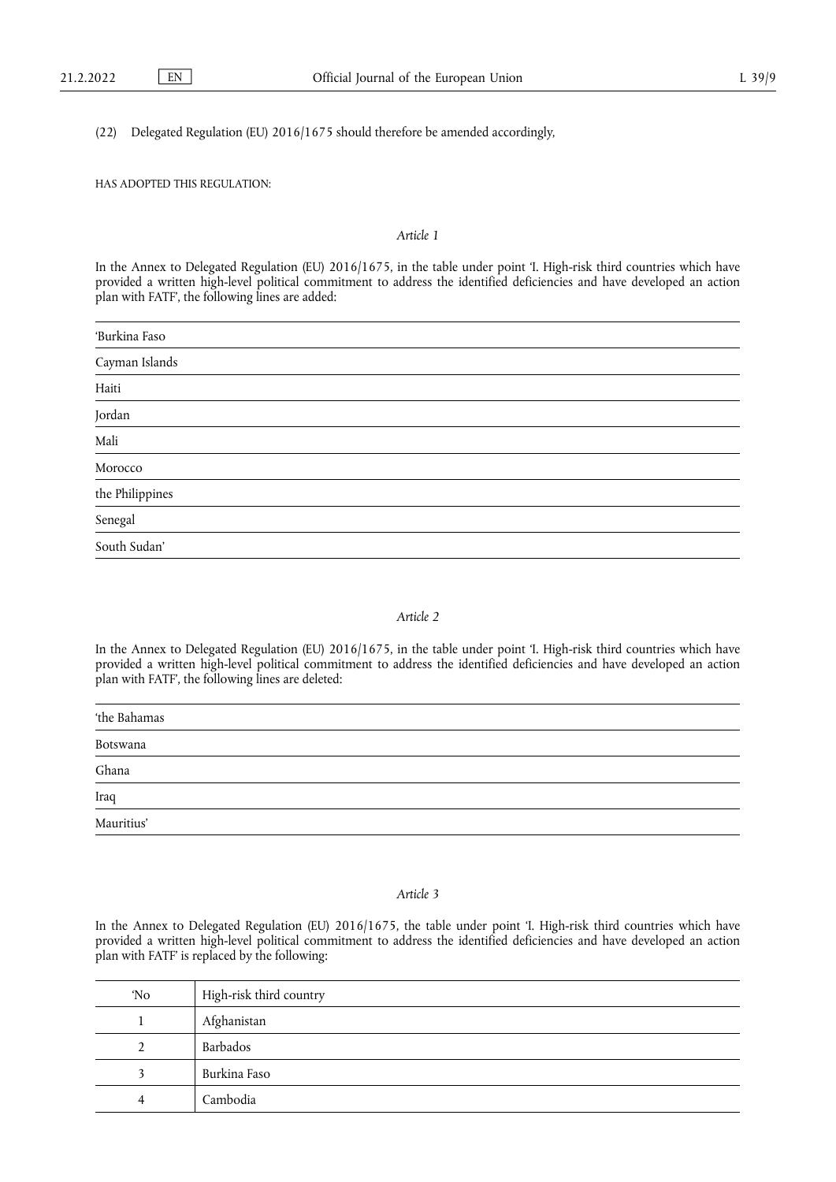(22) Delegated Regulation (EU) 2016/1675 should therefore be amended accordingly,

HAS ADOPTED THIS REGULATION:

*Article 1*

In the Annex to Delegated Regulation (EU) 2016/1675, in the table under point 'I. High-risk third countries which have provided a written high-level political commitment to address the identified deficiencies and have developed an action plan with FATF', the following lines are added:

| |
|---|
| 'Burkina Faso |
| Cayman Islands |
| Haiti |
| Jordan |
| Mali |
| Morocco |
| the Philippines |
| Senegal |
| South Sudan' |

*Article 2*

In the Annex to Delegated Regulation (EU) 2016/1675, in the table under point 'I. High-risk third countries which have provided a written high-level political commitment to address the identified deficiencies and have developed an action plan with FATF', the following lines are deleted:

| |
|---|
| 'the Bahamas |
| Botswana |
| Ghana |
| Iraq |
| Mauritius' |

*Article 3*

In the Annex to Delegated Regulation (EU) 2016/1675, the table under point 'I. High-risk third countries which have provided a written high-level political commitment to address the identified deficiencies and have developed an action plan with FATF' is replaced by the following:

| 'No | High-risk third country |
|---|---|
| 1 | Afghanistan |
| 2 | Barbados |
| 3 | Burkina Faso |
| 4 | Cambodia |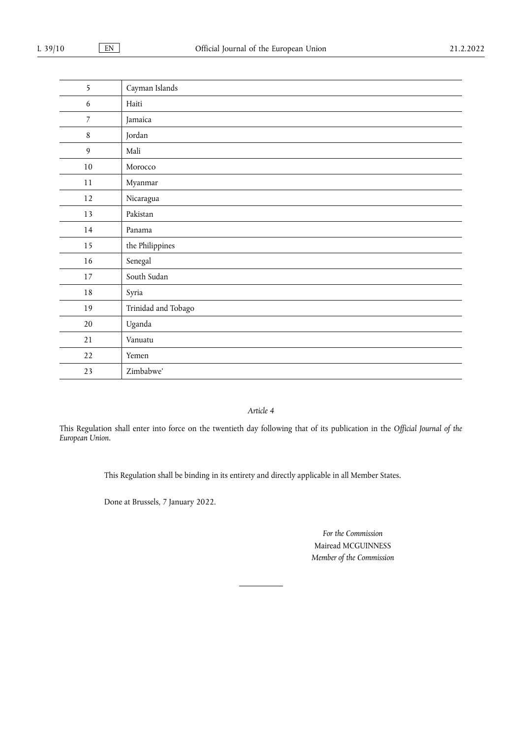| | |
|---|---|
| 5 | Cayman Islands |
| 6 | Haiti |
| 7 | Jamaica |
| 8 | Jordan |
| 9 | Mali |
| 10 | Morocco |
| 11 | Myanmar |
| 12 | Nicaragua |
| 13 | Pakistan |
| 14 | Panama |
| 15 | the Philippines |
| 16 | Senegal |
| 17 | South Sudan |
| 18 | Syria |
| 19 | Trinidad and Tobago |
| 20 | Uganda |
| 21 | Vanuatu |
| 22 | Yemen |
| 23 | Zimbabwe' |

*Article 4*

This Regulation shall enter into force on the twentieth day following that of its publication in the *Official Journal of the European Union*.

This Regulation shall be binding in its entirety and directly applicable in all Member States.

Done at Brussels, 7 January 2022.

*For the Commission*
Mairead MCGUINNESS
*Member of the Commission*